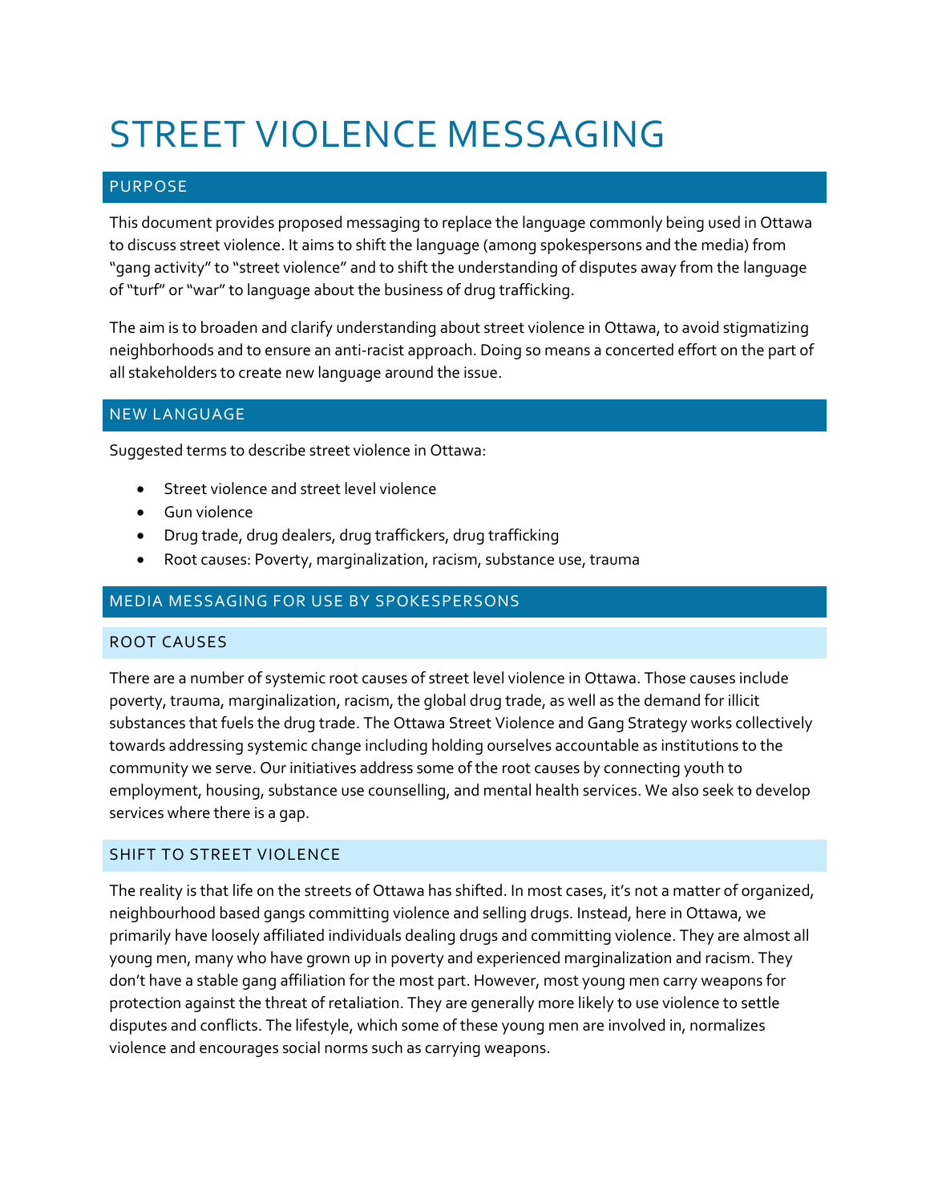# STREET VIOLENCE MESSAGING

## PURPOSE

This document provides proposed messaging to replace the language commonly being used in Ottawa to discuss street violence. It aims to shift the language (among spokespersons and the media) from "gang activity" to "street violence" and to shift the understanding of disputes away from the language of "turf" or "war" to language about the business of drug trafficking.

The aim is to broaden and clarify understanding about street violence in Ottawa, to avoid stigmatizing neighborhoods and to ensure an anti-racist approach. Doing so means a concerted effort on the part of all stakeholders to create new language around the issue.

## NEW LANGUAGE

Suggested terms to describe street violence in Ottawa:

- Street violence and street level violence
- Gun violence
- Drug trade, drug dealers, drug traffickers, drug trafficking
- Root causes: Poverty, marginalization, racism, substance use, trauma

## MEDIA MESSAGING FOR USE BY SPOKESPERSONS

### ROOT CAUSES

There are a number of systemic root causes of street level violence in Ottawa. Those causes include poverty, trauma, marginalization, racism, the global drug trade, as well as the demand for illicit substances that fuels the drug trade. The Ottawa Street Violence and Gang Strategy works collectively towards addressing systemic change including holding ourselves accountable as institutions to the community we serve. Our initiatives address some of the root causes by connecting youth to employment, housing, substance use counselling, and mental health services. We also seek to develop services where there is a gap.

### SHIFT TO STREET VIOLENCE

The reality is that life on the streets of Ottawa has shifted. In most cases, it's not a matter of organized, neighbourhood based gangs committing violence and selling drugs. Instead, here in Ottawa, we primarily have loosely affiliated individuals dealing drugs and committing violence. They are almost all young men, many who have grown up in poverty and experienced marginalization and racism. They don't have a stable gang affiliation for the most part. However, most young men carry weapons for protection against the threat of retaliation. They are generally more likely to use violence to settle disputes and conflicts. The lifestyle, which some of these young men are involved in, normalizes violence and encourages social norms such as carrying weapons.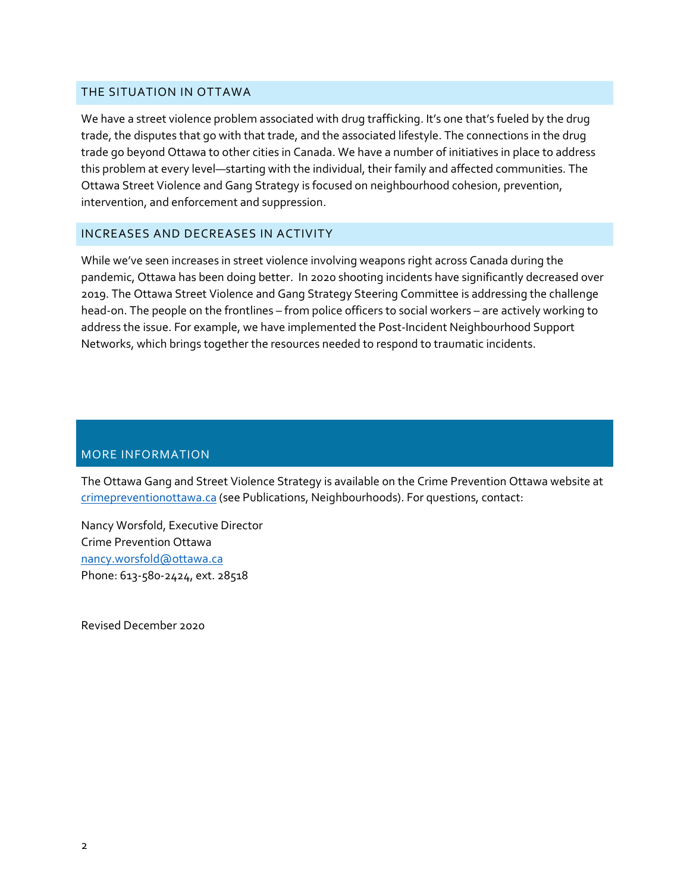## THE SITUATION IN OTTAWA

We have a street violence problem associated with drug trafficking. It's one that's fueled by the drug trade, the disputes that go with that trade, and the associated lifestyle. The connections in the drug trade go beyond Ottawa to other cities in Canada. We have a number of initiatives in place to address this problem at every level—starting with the individual, their family and affected communities. The Ottawa Street Violence and Gang Strategy is focused on neighbourhood cohesion, prevention, intervention, and enforcement and suppression.

## INCREASES AND DECREASES IN ACTIVITY

While we've seen increases in street violence involving weapons right across Canada during the pandemic, Ottawa has been doing better. In 2020 shooting incidents have significantly decreased over 2019. The Ottawa Street Violence and Gang Strategy Steering Committee is addressing the challenge head-on. The people on the frontlines – from police officers to social workers – are actively working to address the issue. For example, we have implemented the Post-Incident Neighbourhood Support Networks, which brings together the resources needed to respond to traumatic incidents.

## MORE INFORMATION

The Ottawa Gang and Street Violence Strategy is available on the Crime Prevention Ottawa website at [crimepreventionottawa.ca](crimepreventionottawa.ca) (see Publications, Neighbourhoods). For questions, contact:

Nancy Worsfold, Executive Director  
Crime Prevention Ottawa  
[nancy.worsfold@ottawa.ca](mailto:nancy.worsfold@ottawa.ca)  
Phone: 613-580-2424, ext. 28518

Revised December 2020